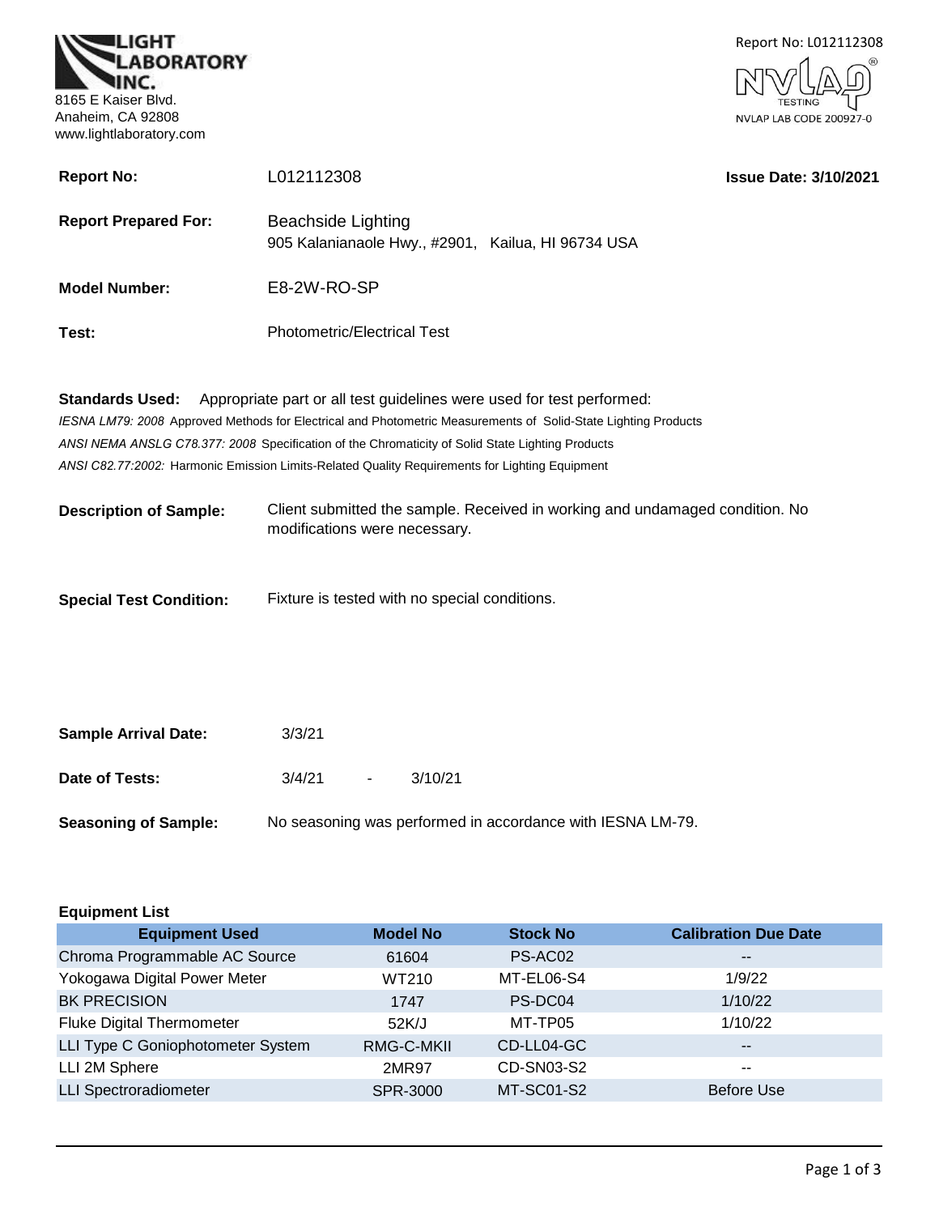**LIGHT LABORATORY INC.**
8165 E Kaiser Blvd.
Anaheim, CA 92808
www.lightlaboratory.com

Report No: L012112308

NVLAP TESTING
NVLAP LAB CODE 200927-0

**Report No:** L012112308 **Issue Date: 3/10/2021**

**Report Prepared For:** Beachside Lighting
905 Kalanianaole Hwy., #2901, Kailua, HI 96734 USA

**Model Number:** E8-2W-RO-SP

**Test:** Photometric/Electrical Test

**Standards Used:** Appropriate part or all test guidelines were used for test performed:

*IESNA LM79: 2008* Approved Methods for Electrical and Photometric Measurements of Solid-State Lighting Products

*ANSI NEMA ANSLG C78.377: 2008* Specification of the Chromaticity of Solid State Lighting Products

*ANSI C82.77:2002:* Harmonic Emission Limits-Related Quality Requirements for Lighting Equipment

**Description of Sample:** Client submitted the sample. Received in working and undamaged condition. No modifications were necessary.

**Special Test Condition:** Fixture is tested with no special conditions.

**Sample Arrival Date:** 3/3/21

**Date of Tests:** 3/4/21 - 3/10/21

**Seasoning of Sample:** No seasoning was performed in accordance with IESNA LM-79.

**Equipment List**

| Equipment Used | Model No | Stock No | Calibration Due Date |
|---|---|---|---|
| Chroma Programmable AC Source | 61604 | PS-AC02 | -- |
| Yokogawa Digital Power Meter | WT210 | MT-EL06-S4 | 1/9/22 |
| BK PRECISION | 1747 | PS-DC04 | 1/10/22 |
| Fluke Digital Thermometer | 52K/J | MT-TP05 | 1/10/22 |
| LLI Type C Goniophotometer System | RMG-C-MKII | CD-LL04-GC | -- |
| LLI 2M Sphere | 2MR97 | CD-SN03-S2 | -- |
| LLI Spectroradiometer | SPR-3000 | MT-SC01-S2 | Before Use |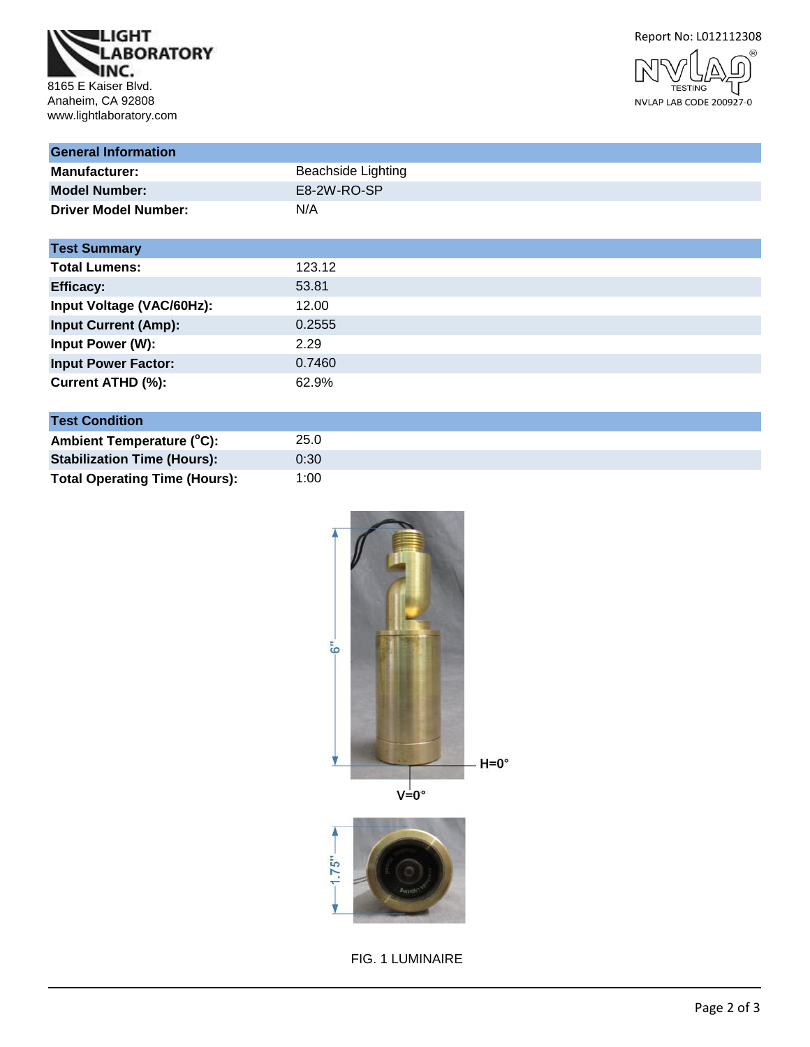LIGHT LABORATORY INC.
8165 E Kaiser Blvd.
Anaheim, CA 92808
www.lightlaboratory.com

Report No: L012112308

NVLAP LAB CODE 200927-0

| General Information | |
|---|---|
| **Manufacturer:** | Beachside Lighting |
| **Model Number:** | E8-2W-RO-SP |
| **Driver Model Number:** | N/A |

| Test Summary | |
|---|---|
| **Total Lumens:** | 123.12 |
| **Efficacy:** | 53.81 |
| **Input Voltage (VAC/60Hz):** | 12.00 |
| **Input Current (Amp):** | 0.2555 |
| **Input Power (W):** | 2.29 |
| **Input Power Factor:** | 0.7460 |
| **Current ATHD (%):** | 62.9% |

| Test Condition | |
|---|---|
| **Ambient Temperature (°C):** | 25.0 |
| **Stabilization Time (Hours):** | 0:30 |
| **Total Operating Time (Hours):** | 1:00 |

6"

H=0°

V=0°

1.75"

FIG. 1 LUMINAIRE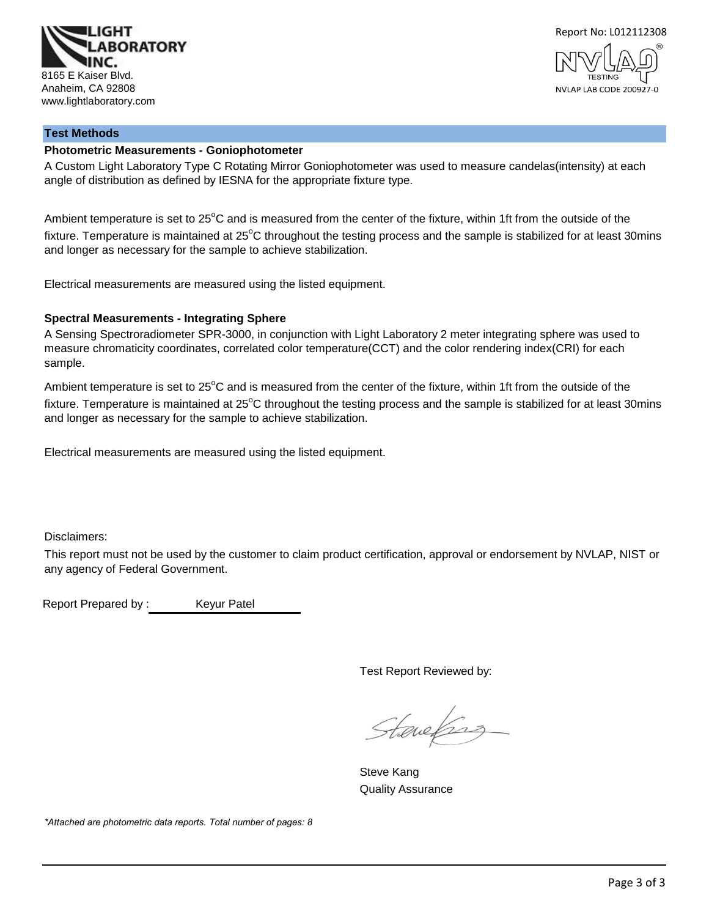LIGHT LABORATORY INC.
8165 E Kaiser Blvd.
Anaheim, CA 92808
www.lightlaboratory.com

Report No: L012112308

NVLAP TESTING
NVLAP LAB CODE 200927-0

## Test Methods

### Photometric Measurements - Goniophotometer

A Custom Light Laboratory Type C Rotating Mirror Goniophotometer was used to measure candelas(intensity) at each angle of distribution as defined by IESNA for the appropriate fixture type.

Ambient temperature is set to 25°C and is measured from the center of the fixture, within 1ft from the outside of the fixture. Temperature is maintained at 25°C throughout the testing process and the sample is stabilized for at least 30mins and longer as necessary for the sample to achieve stabilization.

Electrical measurements are measured using the listed equipment.

### Spectral Measurements - Integrating Sphere

A Sensing Spectroradiometer SPR-3000, in conjunction with Light Laboratory 2 meter integrating sphere was used to measure chromaticity coordinates, correlated color temperature(CCT) and the color rendering index(CRI) for each sample.

Ambient temperature is set to 25°C and is measured from the center of the fixture, within 1ft from the outside of the fixture. Temperature is maintained at 25°C throughout the testing process and the sample is stabilized for at least 30mins and longer as necessary for the sample to achieve stabilization.

Electrical measurements are measured using the listed equipment.

Disclaimers:

This report must not be used by the customer to claim product certification, approval or endorsement by NVLAP, NIST or any agency of Federal Government.

Report Prepared by : Keyur Patel

Test Report Reviewed by:

Steve Kang
Quality Assurance

*Attached are photometric data reports. Total number of pages: 8*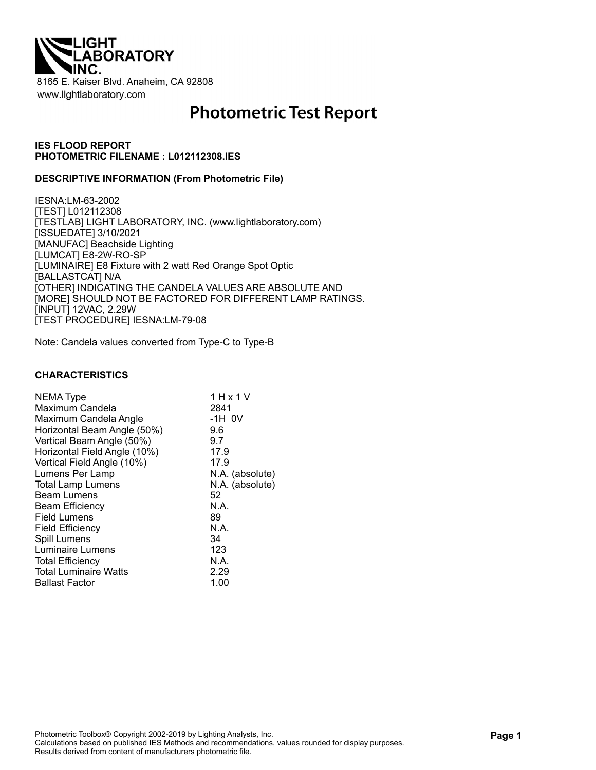LIGHT LABORATORY INC.

8165 E. Kaiser Blvd. Anaheim, CA 92808

www.lightlaboratory.com

# Photometric Test Report

**IES FLOOD REPORT**
**PHOTOMETRIC FILENAME : L012112308.IES**

**DESCRIPTIVE INFORMATION (From Photometric File)**

IESNA:LM-63-2002
[TEST] L012112308
[TESTLAB] LIGHT LABORATORY, INC. (www.lightlaboratory.com)
[ISSUEDATE] 3/10/2021
[MANUFAC] Beachside Lighting
[LUMCAT] E8-2W-RO-SP
[LUMINAIRE] E8 Fixture with 2 watt Red Orange Spot Optic
[BALLASTCAT] N/A
[OTHER] INDICATING THE CANDELA VALUES ARE ABSOLUTE AND
[MORE] SHOULD NOT BE FACTORED FOR DIFFERENT LAMP RATINGS.
[INPUT] 12VAC, 2.29W
[TEST PROCEDURE] IESNA:LM-79-08

Note: Candela values converted from Type-C to Type-B

**CHARACTERISTICS**

| | |
|---|---|
| NEMA Type | 1 H x 1 V |
| Maximum Candela | 2841 |
| Maximum Candela Angle | -1H 0V |
| Horizontal Beam Angle (50%) | 9.6 |
| Vertical Beam Angle (50%) | 9.7 |
| Horizontal Field Angle (10%) | 17.9 |
| Vertical Field Angle (10%) | 17.9 |
| Lumens Per Lamp | N.A. (absolute) |
| Total Lamp Lumens | N.A. (absolute) |
| Beam Lumens | 52 |
| Beam Efficiency | N.A. |
| Field Lumens | 89 |
| Field Efficiency | N.A. |
| Spill Lumens | 34 |
| Luminaire Lumens | 123 |
| Total Efficiency | N.A. |
| Total Luminaire Watts | 2.29 |
| Ballast Factor | 1.00 |

Photometric Toolbox® Copyright 2002-2019 by Lighting Analysts, Inc.
Calculations based on published IES Methods and recommendations, values rounded for display purposes.
Results derived from content of manufacturers photometric file.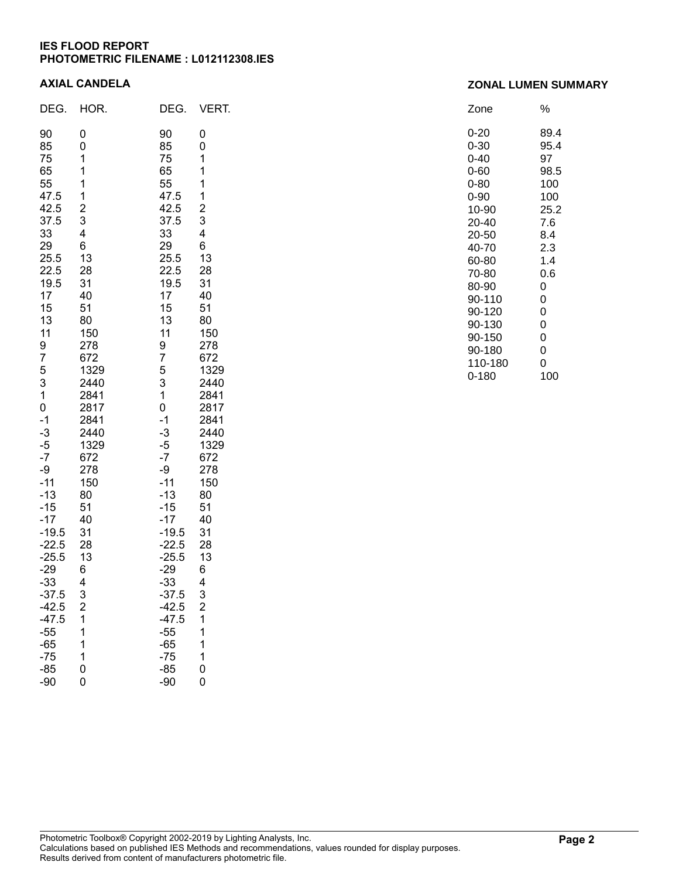**IES FLOOD REPORT**
**PHOTOMETRIC FILENAME : L012112308.IES**

## AXIAL CANDELA

| DEG. | HOR. | DEG. | VERT. |
|---|---|---|---|
| 90 | 0 | 90 | 0 |
| 85 | 0 | 85 | 0 |
| 75 | 1 | 75 | 1 |
| 65 | 1 | 65 | 1 |
| 55 | 1 | 55 | 1 |
| 47.5 | 1 | 47.5 | 1 |
| 42.5 | 2 | 42.5 | 2 |
| 37.5 | 3 | 37.5 | 3 |
| 33 | 4 | 33 | 4 |
| 29 | 6 | 29 | 6 |
| 25.5 | 13 | 25.5 | 13 |
| 22.5 | 28 | 22.5 | 28 |
| 19.5 | 31 | 19.5 | 31 |
| 17 | 40 | 17 | 40 |
| 15 | 51 | 15 | 51 |
| 13 | 80 | 13 | 80 |
| 11 | 150 | 11 | 150 |
| 9 | 278 | 9 | 278 |
| 7 | 672 | 7 | 672 |
| 5 | 1329 | 5 | 1329 |
| 3 | 2440 | 3 | 2440 |
| 1 | 2841 | 1 | 2841 |
| 0 | 2817 | 0 | 2817 |
| -1 | 2841 | -1 | 2841 |
| -3 | 2440 | -3 | 2440 |
| -5 | 1329 | -5 | 1329 |
| -7 | 672 | -7 | 672 |
| -9 | 278 | -9 | 278 |
| -11 | 150 | -11 | 150 |
| -13 | 80 | -13 | 80 |
| -15 | 51 | -15 | 51 |
| -17 | 40 | -17 | 40 |
| -19.5 | 31 | -19.5 | 31 |
| -22.5 | 28 | -22.5 | 28 |
| -25.5 | 13 | -25.5 | 13 |
| -29 | 6 | -29 | 6 |
| -33 | 4 | -33 | 4 |
| -37.5 | 3 | -37.5 | 3 |
| -42.5 | 2 | -42.5 | 2 |
| -47.5 | 1 | -47.5 | 1 |
| -55 | 1 | -55 | 1 |
| -65 | 1 | -65 | 1 |
| -75 | 1 | -75 | 1 |
| -85 | 0 | -85 | 0 |
| -90 | 0 | -90 | 0 |

## ZONAL LUMEN SUMMARY

| Zone | % |
|---|---|
| 0-20 | 89.4 |
| 0-30 | 95.4 |
| 0-40 | 97 |
| 0-60 | 98.5 |
| 0-80 | 100 |
| 0-90 | 100 |
| 10-90 | 25.2 |
| 20-40 | 7.6 |
| 20-50 | 8.4 |
| 40-70 | 2.3 |
| 60-80 | 1.4 |
| 70-80 | 0.6 |
| 80-90 | 0 |
| 90-110 | 0 |
| 90-120 | 0 |
| 90-130 | 0 |
| 90-150 | 0 |
| 90-180 | 0 |
| 110-180 | 0 |
| 0-180 | 100 |

Photometric Toolbox® Copyright 2002-2019 by Lighting Analysts, Inc.
Calculations based on published IES Methods and recommendations, values rounded for display purposes.
Results derived from content of manufacturers photometric file.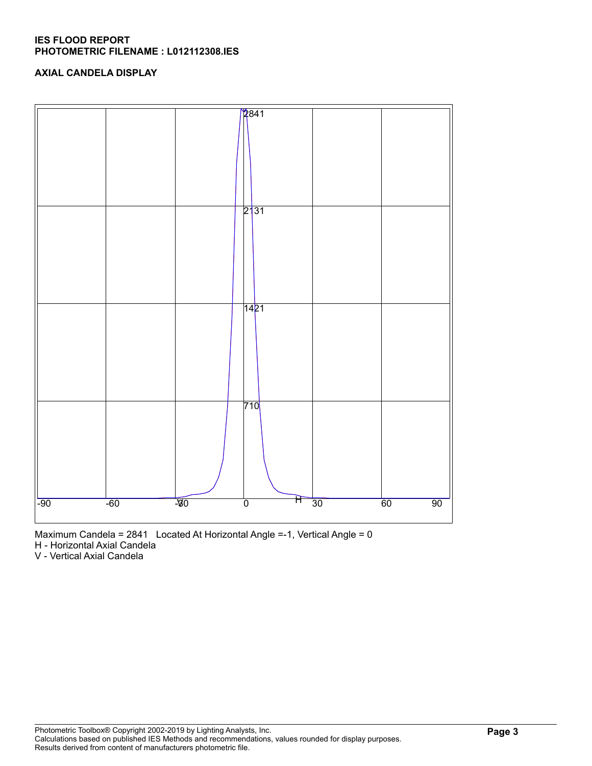**IES FLOOD REPORT**
**PHOTOMETRIC FILENAME : L012112308.IES**

**AXIAL CANDELA DISPLAY**

Maximum Candela = 2841   Located At Horizontal Angle =-1, Vertical Angle = 0
H - Horizontal Axial Candela
V - Vertical Axial Candela

Photometric Toolbox® Copyright 2002-2019 by Lighting Analysts, Inc.
Calculations based on published IES Methods and recommendations, values rounded for display purposes.
Results derived from content of manufacturers photometric file.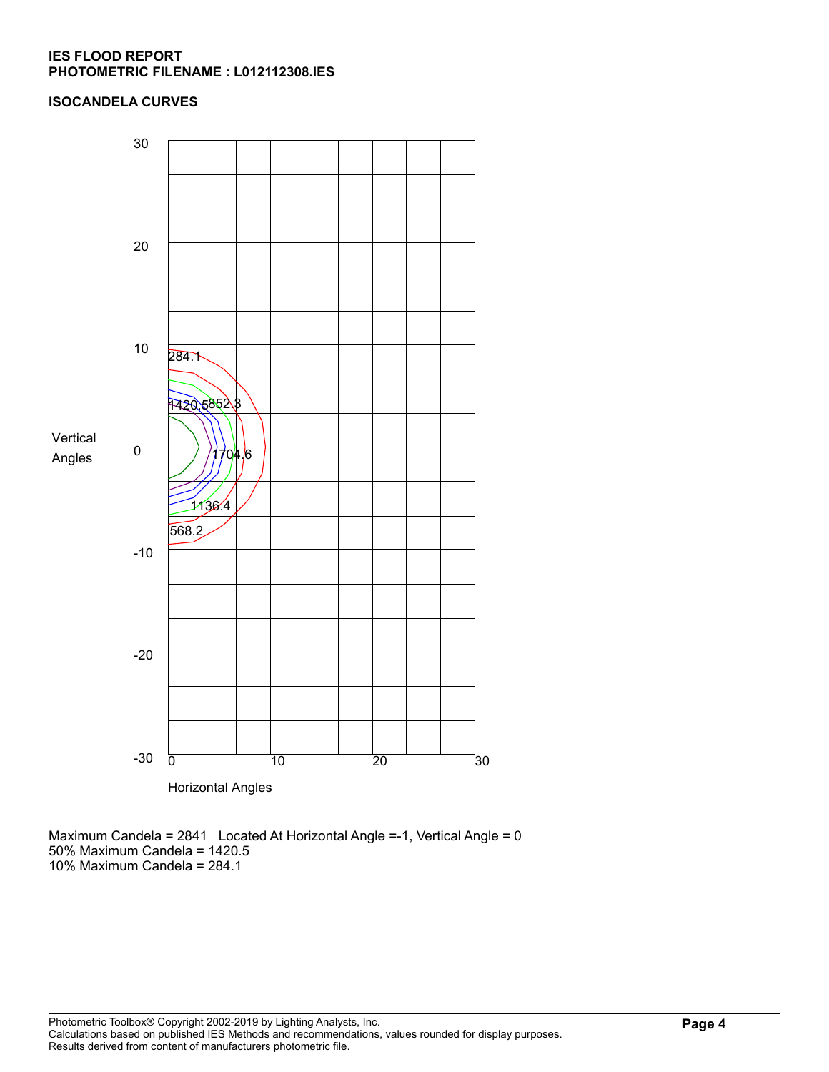**IES FLOOD REPORT**
**PHOTOMETRIC FILENAME : L012112308.IES**

**ISOCANDELA CURVES**

Maximum Candela = 2841   Located At Horizontal Angle =-1, Vertical Angle = 0
50% Maximum Candela = 1420.5
10% Maximum Candela = 284.1

Photometric Toolbox® Copyright 2002-2019 by Lighting Analysts, Inc.
Calculations based on published IES Methods and recommendations, values rounded for display purposes.
Results derived from content of manufacturers photometric file.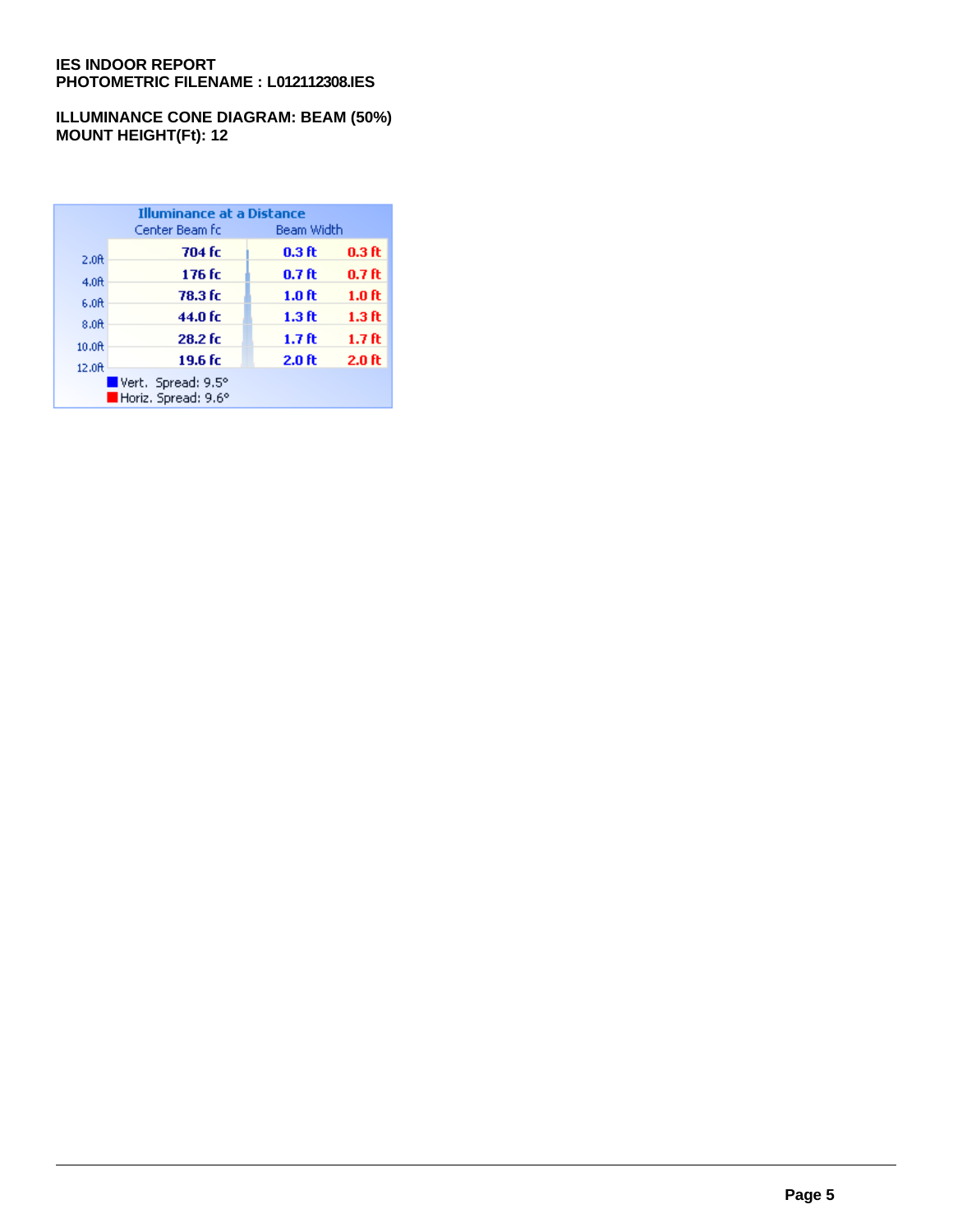**IES INDOOR REPORT**
**PHOTOMETRIC FILENAME : L012112308.IES**

**ILLUMINANCE CONE DIAGRAM: BEAM (50%)**
**MOUNT HEIGHT(Ft): 12**

**Illuminance at a Distance**

| | Center Beam fc | Beam Width | |
|---|---|---|---|
| 2.0ft | 704 fc | 0.3 ft | 0.3 ft |
| 4.0ft | 176 fc | 0.7 ft | 0.7 ft |
| 6.0ft | 78.3 fc | 1.0 ft | 1.0 ft |
| 8.0ft | 44.0 fc | 1.3 ft | 1.3 ft |
| 10.0ft | 28.2 fc | 1.7 ft | 1.7 ft |
| 12.0ft | 19.6 fc | 2.0 ft | 2.0 ft |

Vert. Spread: 9.5°
Horiz. Spread: 9.6°